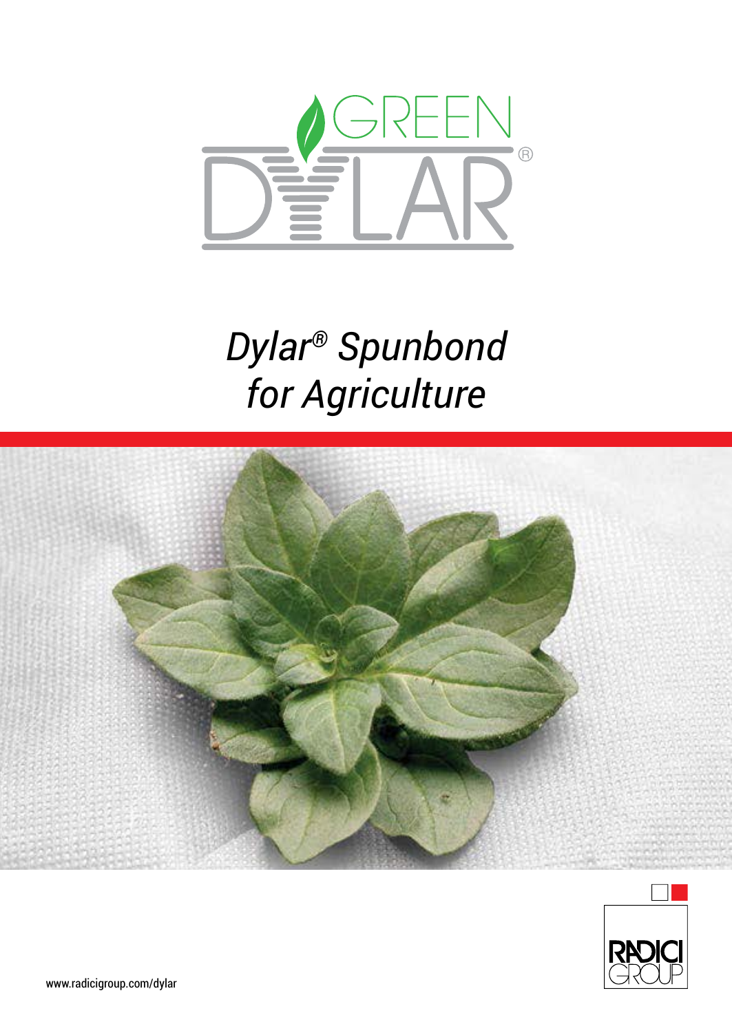GREEN DYLAR®

# *Dylar® Spunbond for Agriculture*

RADICI GROUP

www.radicigroup.com/dylar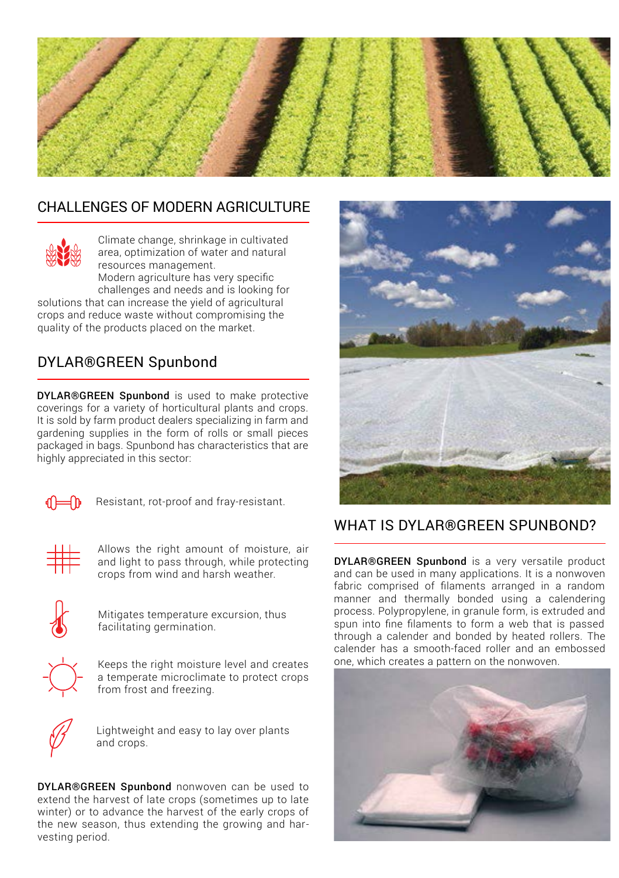## CHALLENGES OF MODERN AGRICULTURE

Climate change, shrinkage in cultivated area, optimization of water and natural resources management.
Modern agriculture has very specific challenges and needs and is looking for solutions that can increase the yield of agricultural crops and reduce waste without compromising the quality of the products placed on the market.

## DYLAR®GREEN Spunbond

**DYLAR®GREEN Spunbond** is used to make protective coverings for a variety of horticultural plants and crops. It is sold by farm product dealers specializing in farm and gardening supplies in the form of rolls or small pieces packaged in bags. Spunbond has characteristics that are highly appreciated in this sector:

- Resistant, rot-proof and fray-resistant.
- Allows the right amount of moisture, air and light to pass through, while protecting crops from wind and harsh weather.
- Mitigates temperature excursion, thus facilitating germination.
- Keeps the right moisture level and creates a temperate microclimate to protect crops from frost and freezing.
- Lightweight and easy to lay over plants and crops.

**DYLAR®GREEN Spunbond** nonwoven can be used to extend the harvest of late crops (sometimes up to late winter) or to advance the harvest of the early crops of the new season, thus extending the growing and harvesting period.

## WHAT IS DYLAR®GREEN SPUNBOND?

**DYLAR®GREEN Spunbond** is a very versatile product and can be used in many applications. It is a nonwoven fabric comprised of filaments arranged in a random manner and thermally bonded using a calendering process. Polypropylene, in granule form, is extruded and spun into fine filaments to form a web that is passed through a calender and bonded by heated rollers. The calender has a smooth-faced roller and an embossed one, which creates a pattern on the nonwoven.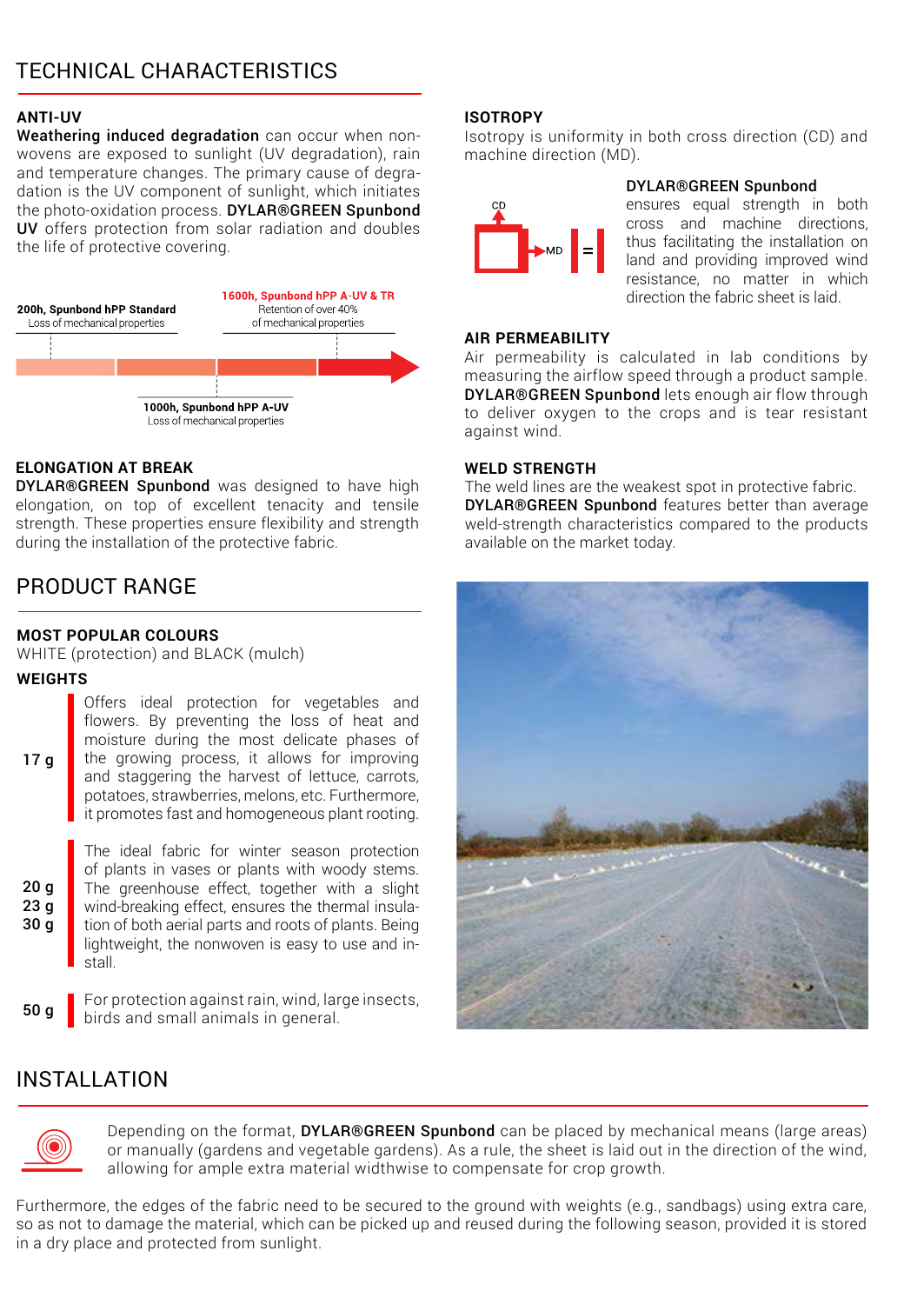## TECHNICAL CHARACTERISTICS

### ANTI-UV

**Weathering induced degradation** can occur when non-wovens are exposed to sunlight (UV degradation), rain and temperature changes. The primary cause of degradation is the UV component of sunlight, which initiates the photo-oxidation process. **DYLAR®GREEN Spunbond UV** offers protection from solar radiation and doubles the life of protective covering.

**200h, Spunbond hPP Standard**
Loss of mechanical properties

**1000h, Spunbond hPP A-UV**
Loss of mechanical properties

**1600h, Spunbond hPP A-UV & TR**
Retention of over 40% of mechanical properties

### ELONGATION AT BREAK

**DYLAR®GREEN Spunbond** was designed to have high elongation, on top of excellent tenacity and tensile strength. These properties ensure flexibility and strength during the installation of the protective fabric.

### ISOTROPY

Isotropy is uniformity in both cross direction (CD) and machine direction (MD).

**DYLAR®GREEN Spunbond** ensures equal strength in both cross and machine directions, thus facilitating the installation on land and providing improved wind resistance, no matter in which direction the fabric sheet is laid.

### AIR PERMEABILITY

Air permeability is calculated in lab conditions by measuring the airflow speed through a product sample. **DYLAR®GREEN Spunbond** lets enough air flow through to deliver oxygen to the crops and is tear resistant against wind.

### WELD STRENGTH

The weld lines are the weakest spot in protective fabric. **DYLAR®GREEN Spunbond** features better than average weld-strength characteristics compared to the products available on the market today.

## PRODUCT RANGE

### MOST POPULAR COLOURS

WHITE (protection) and BLACK (mulch)

### WEIGHTS

| Weight | Description |
| --- | --- |
| 17 g | Offers ideal protection for vegetables and flowers. By preventing the loss of heat and moisture during the most delicate phases of the growing process, it allows for improving and staggering the harvest of lettuce, carrots, potatoes, strawberries, melons, etc. Furthermore, it promotes fast and homogeneous plant rooting. |
| 20 g<br>23 g<br>30 g | The ideal fabric for winter season protection of plants in vases or plants with woody stems. The greenhouse effect, together with a slight wind-breaking effect, ensures the thermal insulation of both aerial parts and roots of plants. Being lightweight, the nonwoven is easy to use and install. |
| 50 g | For protection against rain, wind, large insects, birds and small animals in general. |

## INSTALLATION

Depending on the format, **DYLAR®GREEN Spunbond** can be placed by mechanical means (large areas) or manually (gardens and vegetable gardens). As a rule, the sheet is laid out in the direction of the wind, allowing for ample extra material widthwise to compensate for crop growth.

Furthermore, the edges of the fabric need to be secured to the ground with weights (e.g., sandbags) using extra care, so as not to damage the material, which can be picked up and reused during the following season, provided it is stored in a dry place and protected from sunlight.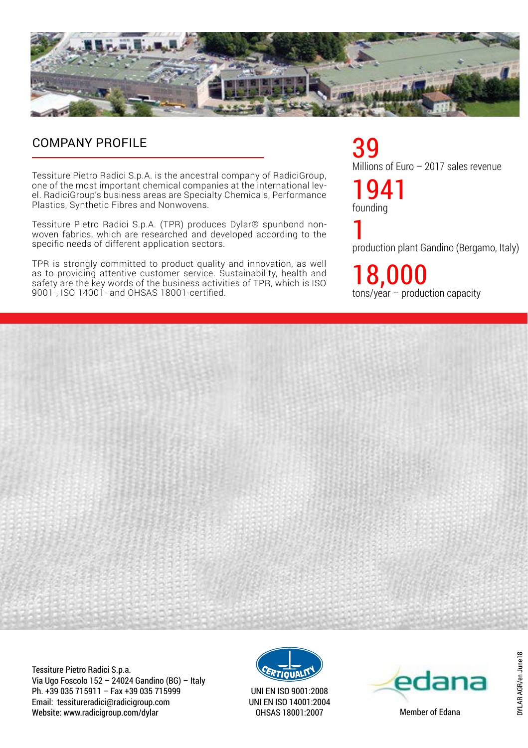## COMPANY PROFILE

Tessiture Pietro Radici S.p.A. is the ancestral company of RadiciGroup, one of the most important chemical companies at the international level. RadiciGroup's business areas are Specialty Chemicals, Performance Plastics, Synthetic Fibres and Nonwovens.

Tessiture Pietro Radici S.p.A. (TPR) produces Dylar® spunbond nonwoven fabrics, which are researched and developed according to the specific needs of different application sectors.

TPR is strongly committed to product quality and innovation, as well as to providing attentive customer service. Sustainability, health and safety are the key words of the business activities of TPR, which is ISO 9001-, ISO 14001- and OHSAS 18001-certified.

**39**
Millions of Euro – 2017 sales revenue

**1941**
founding

**1**
production plant Gandino (Bergamo, Italy)

**18,000**
tons/year – production capacity

Tessiture Pietro Radici S.p.a.
Via Ugo Foscolo 152 – 24024 Gandino (BG) – Italy
Ph. +39 035 715911 – Fax +39 035 715999
Email: tessitureradici@radicigroup.com
Website: www.radicigroup.com/dylar

CERTIQUALITY
UNI EN ISO 9001:2008
UNI EN ISO 14001:2004
OHSAS 18001:2007

edana
Member of Edana

DYLAR AGR/en June18